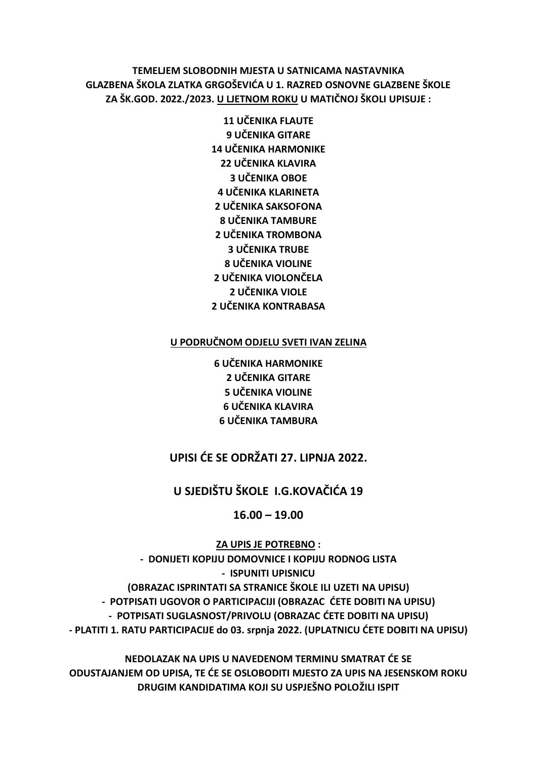**TEMELJEM SLOBODNIH MJESTA U SATNICAMA NASTAVNIKA GLAZBENA ŠKOLA ZLATKA GRGOŠEVIĆA U 1. RAZRED OSNOVNE GLAZBENE ŠKOLE ZA ŠK.GOD. 2022./2023. <u>U LJETNOM ROKU</u> U MATIČNOJ ŠKOLI UPISUJE :**

**11 UČENIKA FLAUTE**
**9 UČENIKA GITARE**
**14 UČENIKA HARMONIKE**
**22 UČENIKA KLAVIRA**
**3 UČENIKA OBOE**
**4 UČENIKA KLARINETA**
**2 UČENIKA SAKSOFONA**
**8 UČENIKA TAMBURE**
**2 UČENIKA TROMBONA**
**3 UČENIKA TRUBE**
**8 UČENIKA VIOLINE**
**2 UČENIKA VIOLONČELA**
**2 UČENIKA VIOLE**
**2 UČENIKA KONTRABASA**

**<u>U PODRUČNOM ODJELU SVETI IVAN ZELINA</u>**

**6 UČENIKA HARMONIKE**
**2 UČENIKA GITARE**
**5 UČENIKA VIOLINE**
**6 UČENIKA KLAVIRA**
**6 UČENIKA TAMBURA**

## UPISI ĆE SE ODRŽATI 27. LIPNJA 2022.

## U SJEDIŠTU ŠKOLE I.G.KOVAČIĆA 19

## 16.00 – 19.00

**<u>ZA UPIS JE POTREBNO</u> :**

- **DONIJETI KOPIJU DOMOVNICE I KOPIJU RODNOG LISTA**
- **ISPUNITI UPISNICU (OBRAZAC ISPRINTATI SA STRANICE ŠKOLE ILI UZETI NA UPISU)**
- **POTPISATI UGOVOR O PARTICIPACIJI (OBRAZAC ĆETE DOBITI NA UPISU)**
- **POTPISATI SUGLASNOST/PRIVOLU (OBRAZAC ĆETE DOBITI NA UPISU)**
- **PLATITI 1. RATU PARTICIPACIJE do 03. srpnja 2022. (UPLATNICU ĆETE DOBITI NA UPISU)**

**NEDOLAZAK NA UPIS U NAVEDENOM TERMINU SMATRAT ĆE SE ODUSTAJANJEM OD UPISA, TE ĆE SE OSLOBODITI MJESTO ZA UPIS NA JESENSKOM ROKU DRUGIM KANDIDATIMA KOJI SU USPJEŠNO POLOŽILI ISPIT**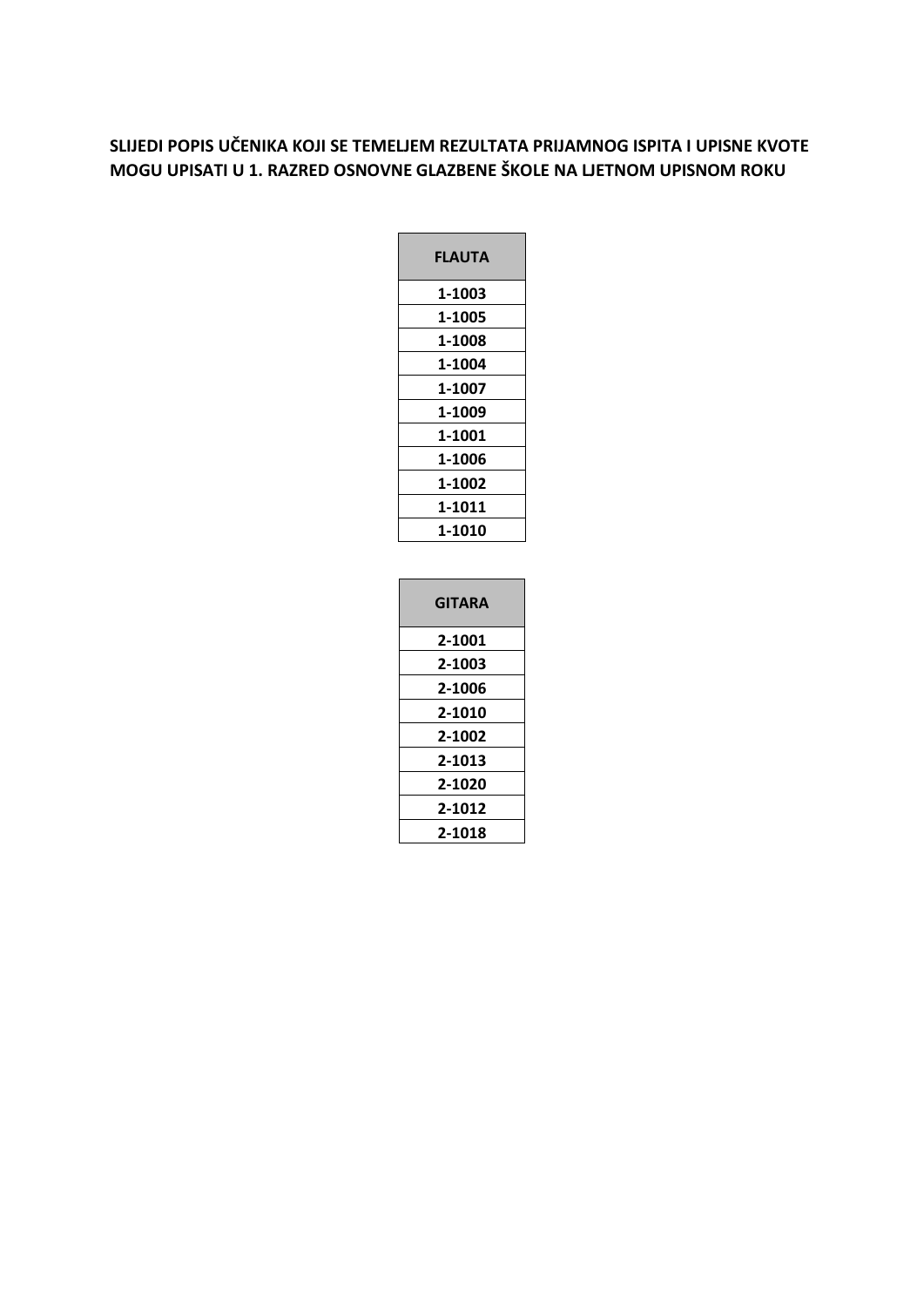**SLIJEDI POPIS UČENIKA KOJI SE TEMELJEM REZULTATA PRIJAMNOG ISPITA I UPISNE KVOTE MOGU UPISATI U 1. RAZRED OSNOVNE GLAZBENE ŠKOLE NA LJETNOM UPISNOM ROKU**

| FLAUTA |
|---|
| 1-1003 |
| 1-1005 |
| 1-1008 |
| 1-1004 |
| 1-1007 |
| 1-1009 |
| 1-1001 |
| 1-1006 |
| 1-1002 |
| 1-1011 |
| 1-1010 |

| GITARA |
|---|
| 2-1001 |
| 2-1003 |
| 2-1006 |
| 2-1010 |
| 2-1002 |
| 2-1013 |
| 2-1020 |
| 2-1012 |
| 2-1018 |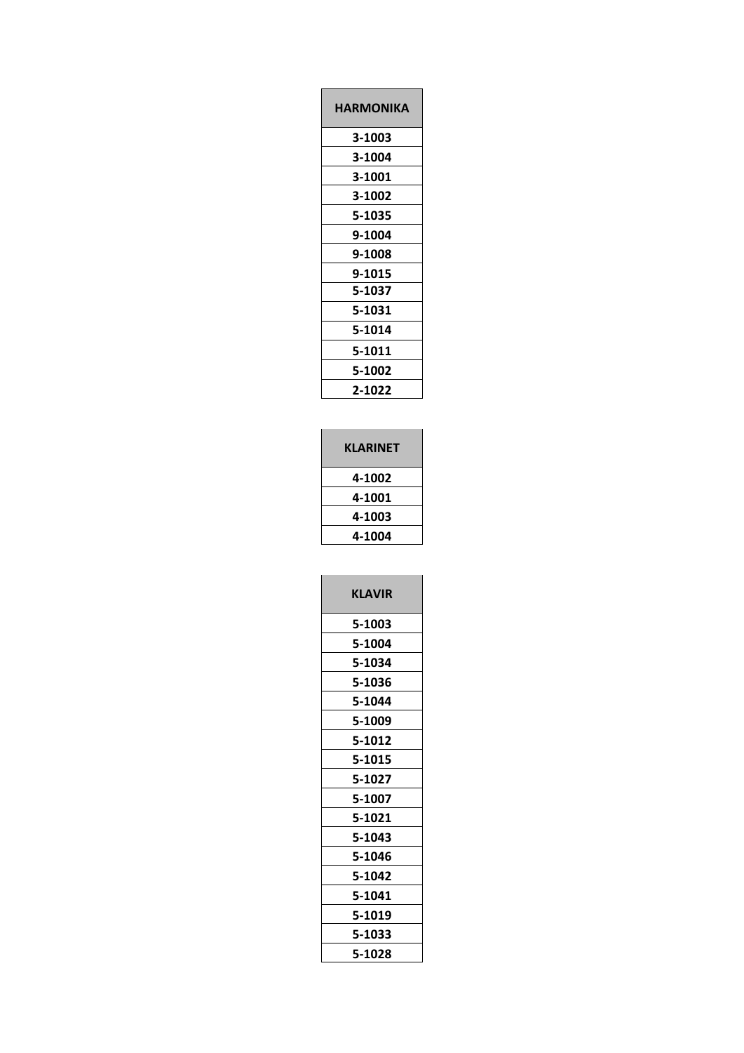| HARMONIKA |
| --- |
| 3-1003 |
| 3-1004 |
| 3-1001 |
| 3-1002 |
| 5-1035 |
| 9-1004 |
| 9-1008 |
| 9-1015 |
| 5-1037 |
| 5-1031 |
| 5-1014 |
| 5-1011 |
| 5-1002 |
| 2-1022 |

| KLARINET |
| --- |
| 4-1002 |
| 4-1001 |
| 4-1003 |
| 4-1004 |

| KLAVIR |
| --- |
| 5-1003 |
| 5-1004 |
| 5-1034 |
| 5-1036 |
| 5-1044 |
| 5-1009 |
| 5-1012 |
| 5-1015 |
| 5-1027 |
| 5-1007 |
| 5-1021 |
| 5-1043 |
| 5-1046 |
| 5-1042 |
| 5-1041 |
| 5-1019 |
| 5-1033 |
| 5-1028 |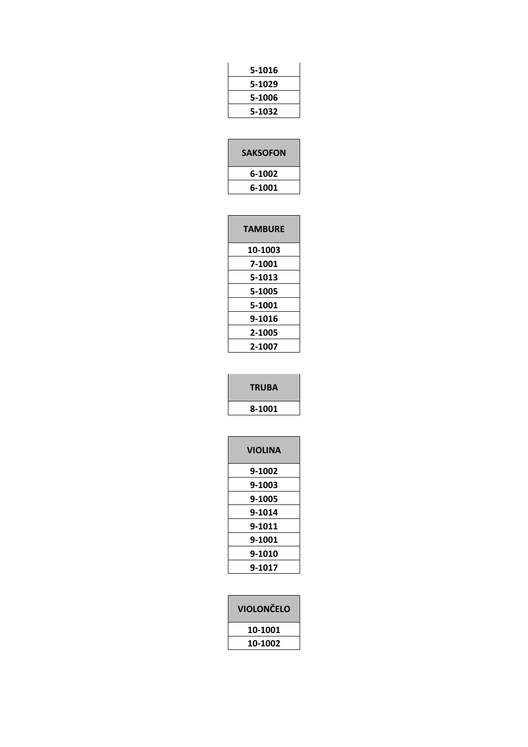| 5-1016 |
|---|
| 5-1029 |
| 5-1006 |
| 5-1032 |

| SAKSOFON |
|---|
| 6-1002 |
| 6-1001 |

| TAMBURE |
|---|
| 10-1003 |
| 7-1001 |
| 5-1013 |
| 5-1005 |
| 5-1001 |
| 9-1016 |
| 2-1005 |
| 2-1007 |

| TRUBA |
|---|
| 8-1001 |

| VIOLINA |
|---|
| 9-1002 |
| 9-1003 |
| 9-1005 |
| 9-1014 |
| 9-1011 |
| 9-1001 |
| 9-1010 |
| 9-1017 |

| VIOLONČELO |
|---|
| 10-1001 |
| 10-1002 |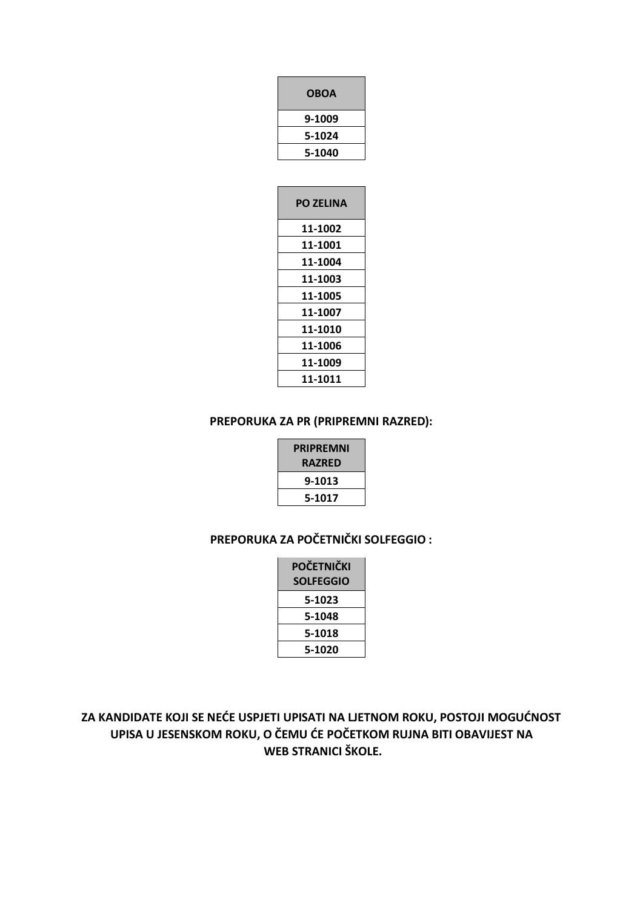| OBOA |
| --- |
| 9-1009 |
| 5-1024 |
| 5-1040 |

| PO ZELINA |
| --- |
| 11-1002 |
| 11-1001 |
| 11-1004 |
| 11-1003 |
| 11-1005 |
| 11-1007 |
| 11-1010 |
| 11-1006 |
| 11-1009 |
| 11-1011 |

**PREPORUKA ZA PR (PRIPREMNI RAZRED):**

| PRIPREMNI RAZRED |
| --- |
| 9-1013 |
| 5-1017 |

**PREPORUKA ZA POČETNIČKI SOLFEGGIO :**

| POČETNIČKI SOLFEGGIO |
| --- |
| 5-1023 |
| 5-1048 |
| 5-1018 |
| 5-1020 |

**ZA KANDIDATE KOJI SE NEĆE USPJETI UPISATI NA LJETNOM ROKU, POSTOJI MOGUĆNOST UPISA U JESENSKOM ROKU, O ČEMU ĆE POČETKOM RUJNA BITI OBAVIJEST NA WEB STRANICI ŠKOLE.**